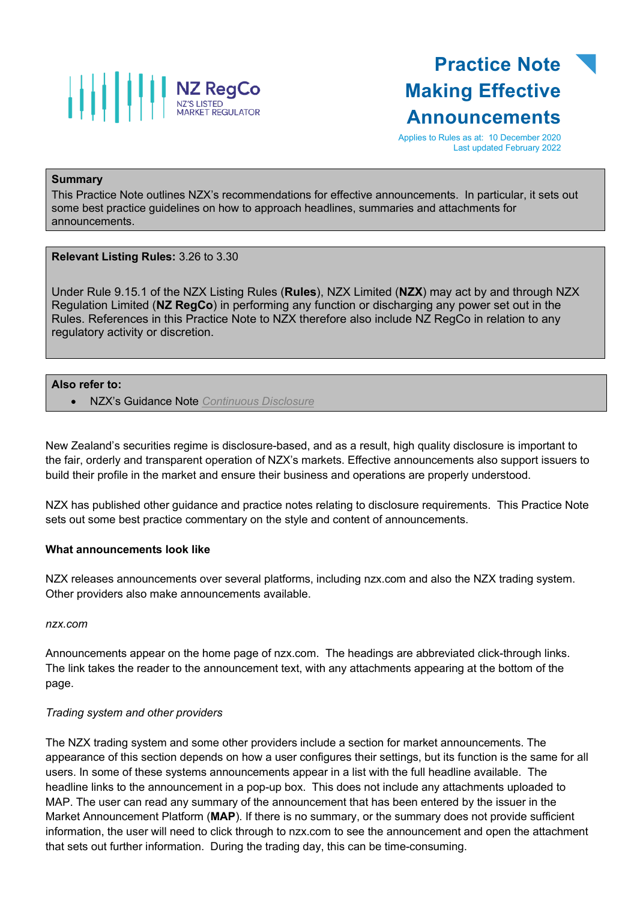NZ RegCo
NZ'S LISTED MARKET REGULATOR

# Practice Note Making Effective Announcements

Applies to Rules as at: 10 December 2020
Last updated February 2022

**Summary**
This Practice Note outlines NZX's recommendations for effective announcements. In particular, it sets out some best practice guidelines on how to approach headlines, summaries and attachments for announcements.

**Relevant Listing Rules:** 3.26 to 3.30

Under Rule 9.15.1 of the NZX Listing Rules (**Rules**), NZX Limited (**NZX**) may act by and through NZX Regulation Limited (**NZ RegCo**) in performing any function or discharging any power set out in the Rules. References in this Practice Note to NZX therefore also include NZ RegCo in relation to any regulatory activity or discretion.

**Also refer to:**

- NZX's Guidance Note *Continuous Disclosure*

New Zealand's securities regime is disclosure-based, and as a result, high quality disclosure is important to the fair, orderly and transparent operation of NZX's markets. Effective announcements also support issuers to build their profile in the market and ensure their business and operations are properly understood.

NZX has published other guidance and practice notes relating to disclosure requirements. This Practice Note sets out some best practice commentary on the style and content of announcements.

**What announcements look like**

NZX releases announcements over several platforms, including nzx.com and also the NZX trading system. Other providers also make announcements available.

*nzx.com*

Announcements appear on the home page of nzx.com. The headings are abbreviated click-through links. The link takes the reader to the announcement text, with any attachments appearing at the bottom of the page.

*Trading system and other providers*

The NZX trading system and some other providers include a section for market announcements. The appearance of this section depends on how a user configures their settings, but its function is the same for all users. In some of these systems announcements appear in a list with the full headline available. The headline links to the announcement in a pop-up box. This does not include any attachments uploaded to MAP. The user can read any summary of the announcement that has been entered by the issuer in the Market Announcement Platform (**MAP**). If there is no summary, or the summary does not provide sufficient information, the user will need to click through to nzx.com to see the announcement and open the attachment that sets out further information. During the trading day, this can be time-consuming.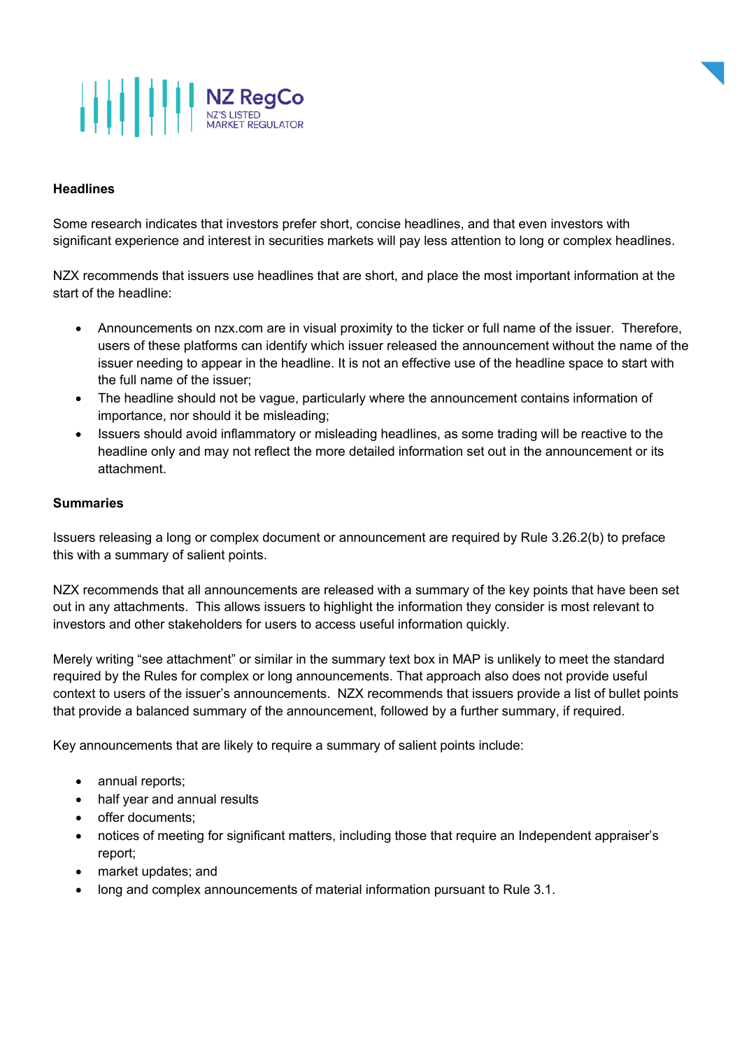**Headlines**

Some research indicates that investors prefer short, concise headlines, and that even investors with significant experience and interest in securities markets will pay less attention to long or complex headlines.

NZX recommends that issuers use headlines that are short, and place the most important information at the start of the headline:

- Announcements on nzx.com are in visual proximity to the ticker or full name of the issuer. Therefore, users of these platforms can identify which issuer released the announcement without the name of the issuer needing to appear in the headline. It is not an effective use of the headline space to start with the full name of the issuer;
- The headline should not be vague, particularly where the announcement contains information of importance, nor should it be misleading;
- Issuers should avoid inflammatory or misleading headlines, as some trading will be reactive to the headline only and may not reflect the more detailed information set out in the announcement or its attachment.

**Summaries**

Issuers releasing a long or complex document or announcement are required by Rule 3.26.2(b) to preface this with a summary of salient points.

NZX recommends that all announcements are released with a summary of the key points that have been set out in any attachments. This allows issuers to highlight the information they consider is most relevant to investors and other stakeholders for users to access useful information quickly.

Merely writing "see attachment" or similar in the summary text box in MAP is unlikely to meet the standard required by the Rules for complex or long announcements. That approach also does not provide useful context to users of the issuer's announcements. NZX recommends that issuers provide a list of bullet points that provide a balanced summary of the announcement, followed by a further summary, if required.

Key announcements that are likely to require a summary of salient points include:

- annual reports;
- half year and annual results
- offer documents;
- notices of meeting for significant matters, including those that require an Independent appraiser's report;
- market updates; and
- long and complex announcements of material information pursuant to Rule 3.1.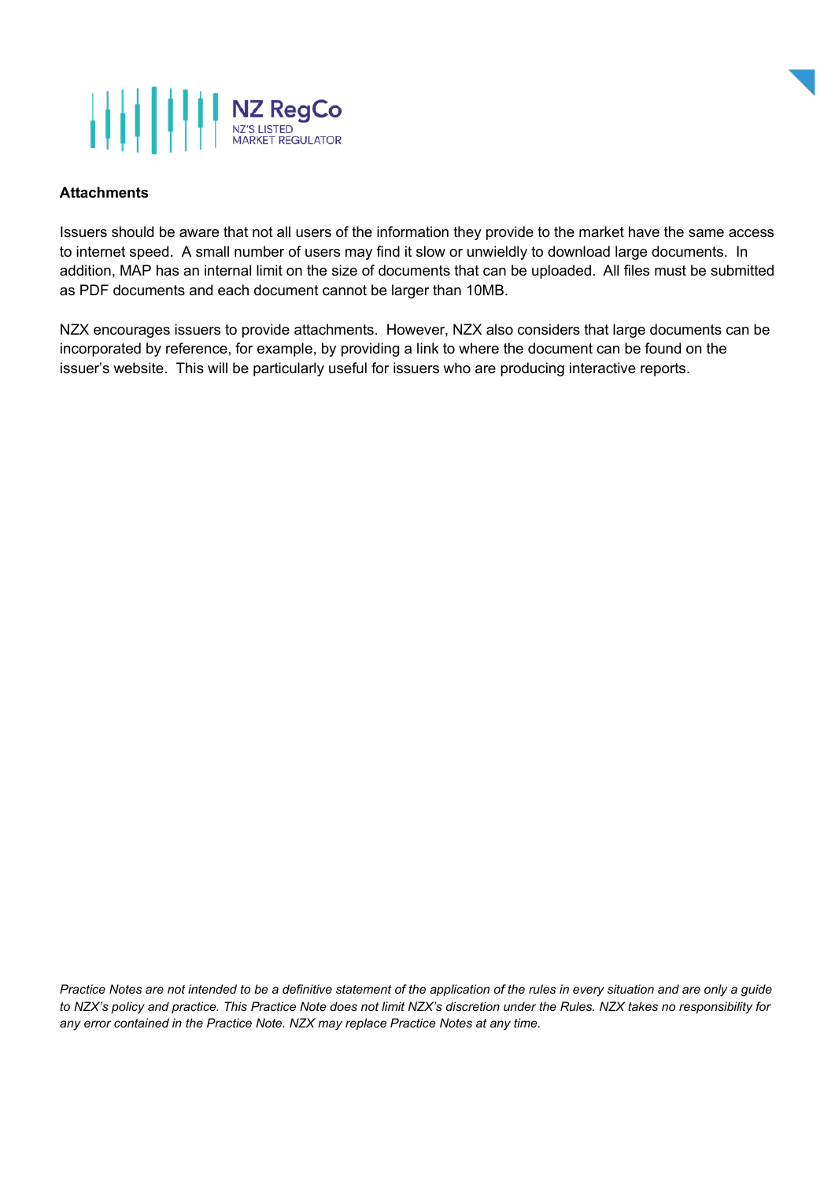**Attachments**

Issuers should be aware that not all users of the information they provide to the market have the same access to internet speed. A small number of users may find it slow or unwieldly to download large documents. In addition, MAP has an internal limit on the size of documents that can be uploaded. All files must be submitted as PDF documents and each document cannot be larger than 10MB.

NZX encourages issuers to provide attachments. However, NZX also considers that large documents can be incorporated by reference, for example, by providing a link to where the document can be found on the issuer's website. This will be particularly useful for issuers who are producing interactive reports.

*Practice Notes are not intended to be a definitive statement of the application of the rules in every situation and are only a guide to NZX's policy and practice. This Practice Note does not limit NZX's discretion under the Rules. NZX takes no responsibility for any error contained in the Practice Note. NZX may replace Practice Notes at any time.*